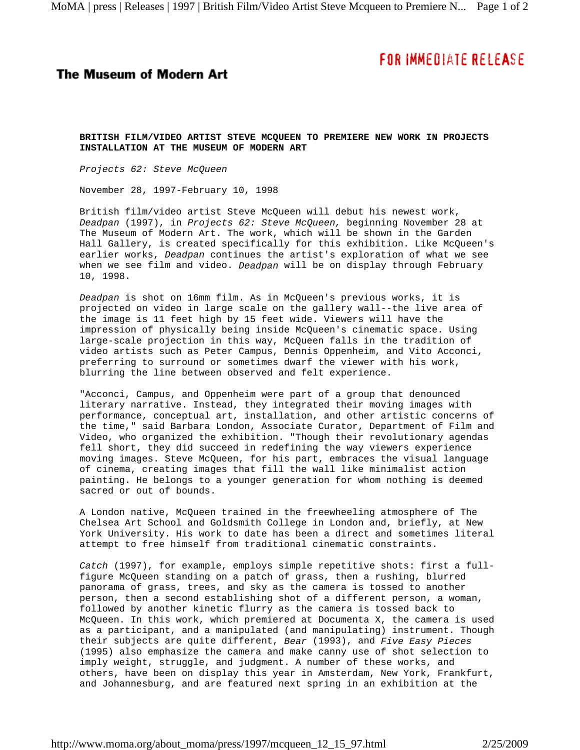**The Museum of Modern Art**

FOR IMMEDIATE RELEASE

# BRITISH FILM/VIDEO ARTIST STEVE MCQUEEN TO PREMIERE NEW WORK IN PROJECTS INSTALLATION AT THE MUSEUM OF MODERN ART

*Projects 62: Steve McQueen*

November 28, 1997-February 10, 1998

British film/video artist Steve McQueen will debut his newest work, *Deadpan* (1997), in *Projects 62: Steve McQueen,* beginning November 28 at The Museum of Modern Art. The work, which will be shown in the Garden Hall Gallery, is created specifically for this exhibition. Like McQueen's earlier works, *Deadpan* continues the artist's exploration of what we see when we see film and video. *Deadpan* will be on display through February 10, 1998.

*Deadpan* is shot on 16mm film. As in McQueen's previous works, it is projected on video in large scale on the gallery wall--the live area of the image is 11 feet high by 15 feet wide. Viewers will have the impression of physically being inside McQueen's cinematic space. Using large-scale projection in this way, McQueen falls in the tradition of video artists such as Peter Campus, Dennis Oppenheim, and Vito Acconci, preferring to surround or sometimes dwarf the viewer with his work, blurring the line between observed and felt experience.

"Acconci, Campus, and Oppenheim were part of a group that denounced literary narrative. Instead, they integrated their moving images with performance, conceptual art, installation, and other artistic concerns of the time," said Barbara London, Associate Curator, Department of Film and Video, who organized the exhibition. "Though their revolutionary agendas fell short, they did succeed in redefining the way viewers experience moving images. Steve McQueen, for his part, embraces the visual language of cinema, creating images that fill the wall like minimalist action painting. He belongs to a younger generation for whom nothing is deemed sacred or out of bounds.

A London native, McQueen trained in the freewheeling atmosphere of The Chelsea Art School and Goldsmith College in London and, briefly, at New York University. His work to date has been a direct and sometimes literal attempt to free himself from traditional cinematic constraints.

*Catch* (1997), for example, employs simple repetitive shots: first a full-figure McQueen standing on a patch of grass, then a rushing, blurred panorama of grass, trees, and sky as the camera is tossed to another person, then a second establishing shot of a different person, a woman, followed by another kinetic flurry as the camera is tossed back to McQueen. In this work, which premiered at Documenta X, the camera is used as a participant, and a manipulated (and manipulating) instrument. Though their subjects are quite different, *Bear* (1993), and *Five Easy Pieces* (1995) also emphasize the camera and make canny use of shot selection to imply weight, struggle, and judgment. A number of these works, and others, have been on display this year in Amsterdam, New York, Frankfurt, and Johannesburg, and are featured next spring in an exhibition at the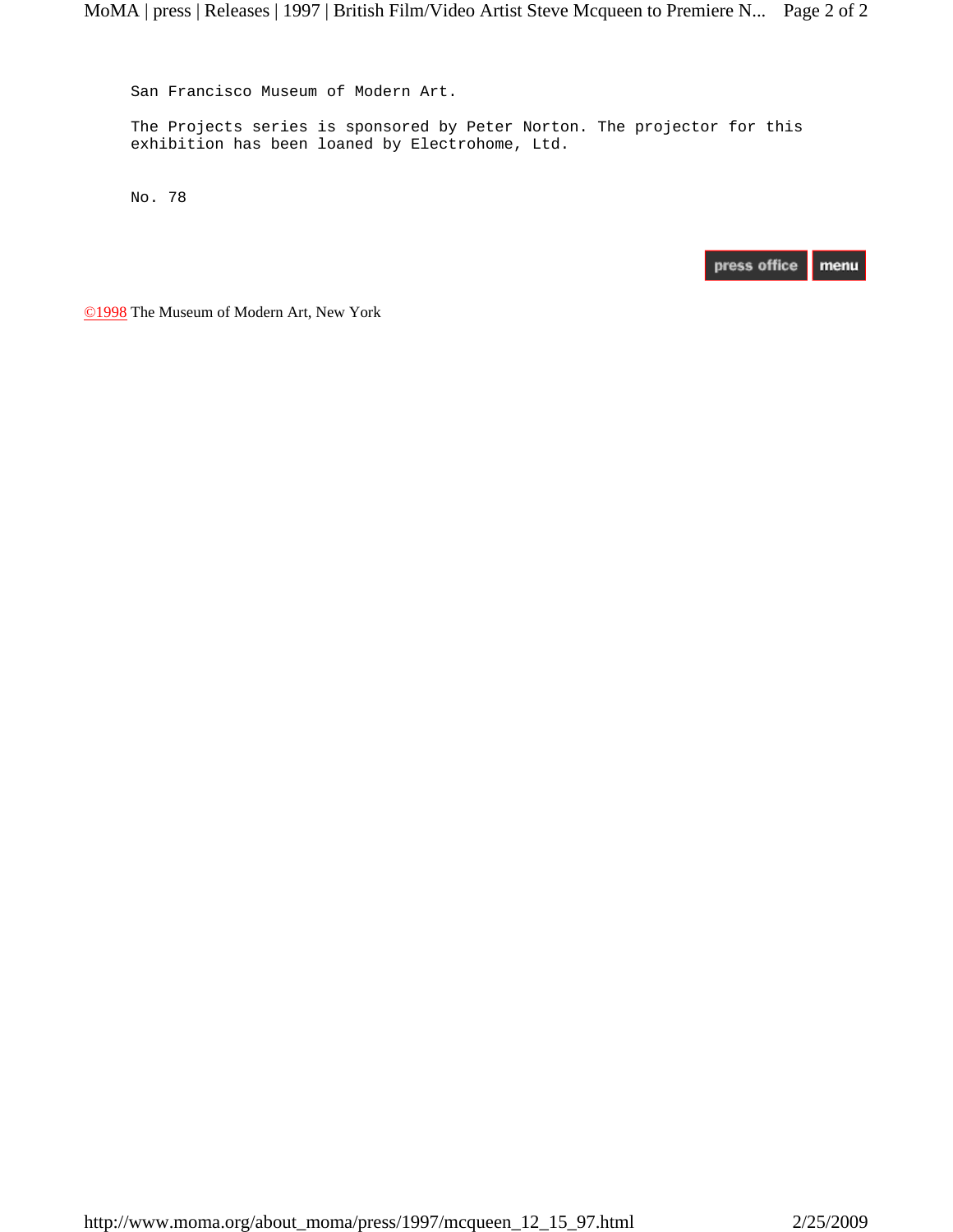San Francisco Museum of Modern Art.

The Projects series is sponsored by Peter Norton. The projector for this exhibition has been loaned by Electrohome, Ltd.

No. 78

press office menu

©1998 The Museum of Modern Art, New York